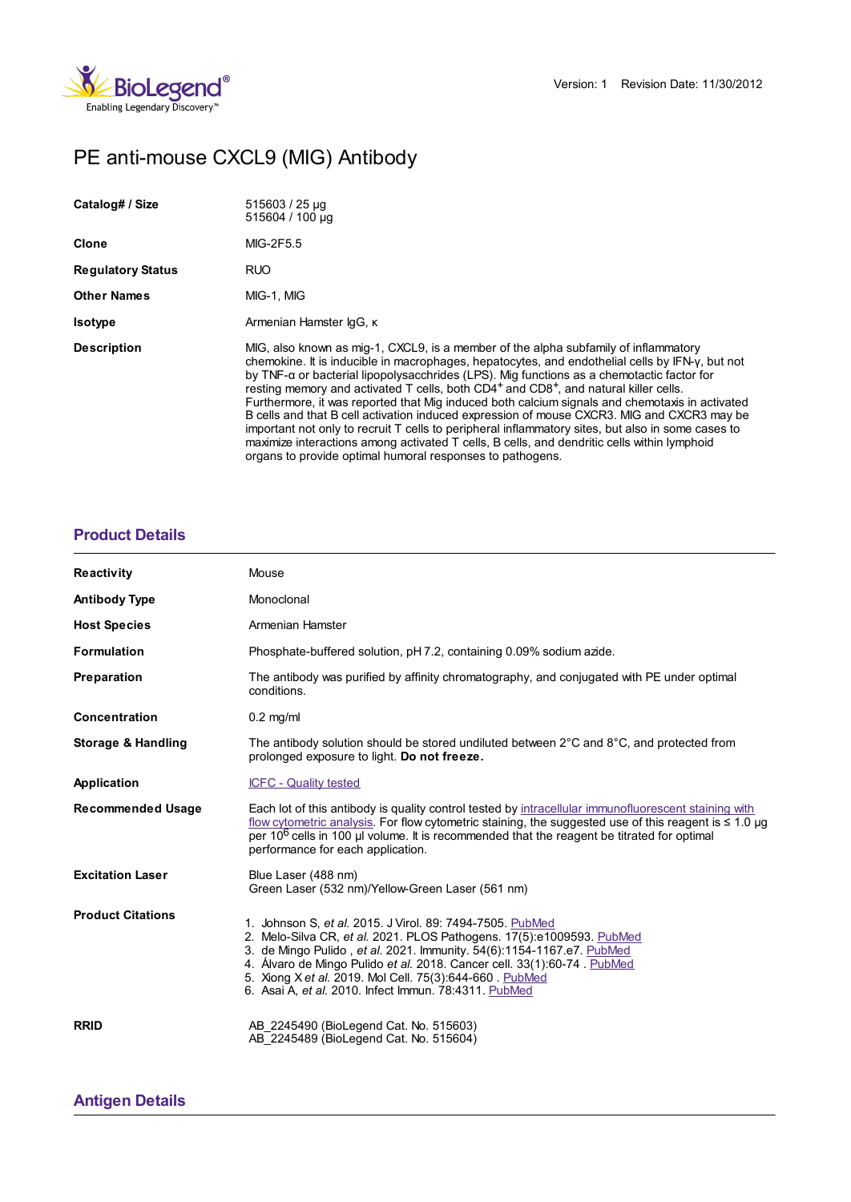Version: 1 Revision Date: 11/30/2012

# PE anti-mouse CXCL9 (MIG) Antibody

| | |
|---|---|
| **Catalog# / Size** | 515603 / 25 µg<br>515604 / 100 µg |
| **Clone** | MIG-2F5.5 |
| **Regulatory Status** | RUO |
| **Other Names** | MIG-1, MIG |
| **Isotype** | Armenian Hamster IgG, κ |
| **Description** | MIG, also known as mig-1, CXCL9, is a member of the alpha subfamily of inflammatory chemokine. It is inducible in macrophages, hepatocytes, and endothelial cells by IFN-γ, but not by TNF-α or bacterial lipopolysacchrides (LPS). Mig functions as a chemotactic factor for resting memory and activated T cells, both CD4+ and CD8+, and natural killer cells. Furthermore, it was reported that Mig induced both calcium signals and chemotaxis in activated B cells and that B cell activation induced expression of mouse CXCR3. MIG and CXCR3 may be important not only to recruit T cells to peripheral inflammatory sites, but also in some cases to maximize interactions among activated T cells, B cells, and dendritic cells within lymphoid organs to provide optimal humoral responses to pathogens. |

## Product Details

| | |
|---|---|
| **Reactivity** | Mouse |
| **Antibody Type** | Monoclonal |
| **Host Species** | Armenian Hamster |
| **Formulation** | Phosphate-buffered solution, pH 7.2, containing 0.09% sodium azide. |
| **Preparation** | The antibody was purified by affinity chromatography, and conjugated with PE under optimal conditions. |
| **Concentration** | 0.2 mg/ml |
| **Storage & Handling** | The antibody solution should be stored undiluted between 2°C and 8°C, and protected from prolonged exposure to light. **Do not freeze.** |
| **Application** | ICFC - Quality tested |
| **Recommended Usage** | Each lot of this antibody is quality control tested by intracellular immunofluorescent staining with flow cytometric analysis. For flow cytometric staining, the suggested use of this reagent is ≤ 1.0 µg per $10^6$ cells in 100 µl volume. It is recommended that the reagent be titrated for optimal performance for each application. |
| **Excitation Laser** | Blue Laser (488 nm)<br>Green Laser (532 nm)/Yellow-Green Laser (561 nm) |
| **Product Citations** | 1. Johnson S, *et al.* 2015. J Virol. 89: 7494-7505. PubMed<br>2. Melo-Silva CR, *et al.* 2021. PLOS Pathogens. 17(5):e1009593. PubMed<br>3. de Mingo Pulido , *et al.* 2021. Immunity. 54(6):1154-1167.e7. PubMed<br>4. Álvaro de Mingo Pulido *et al.* 2018. Cancer cell. 33(1):60-74 . PubMed<br>5. Xiong X *et al.* 2019. Mol Cell. 75(3):644-660 . PubMed<br>6. Asai A, *et al.* 2010. Infect Immun. 78:4311. PubMed |
| **RRID** | AB_2245490 (BioLegend Cat. No. 515603)<br>AB_2245489 (BioLegend Cat. No. 515604) |

## Antigen Details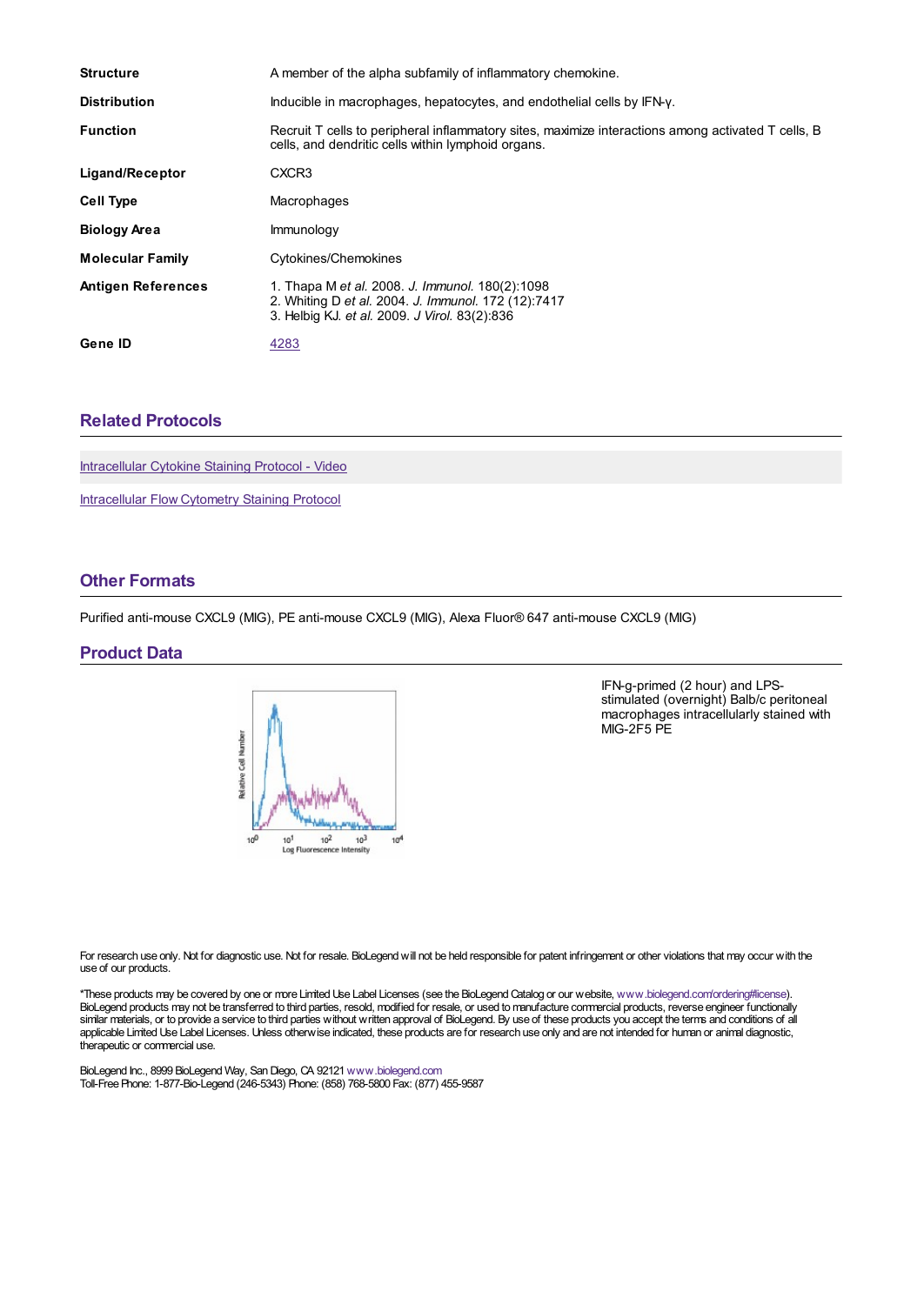| | |
|---|---|
| **Structure** | A member of the alpha subfamily of inflammatory chemokine. |
| **Distribution** | Inducible in macrophages, hepatocytes, and endothelial cells by IFN-γ. |
| **Function** | Recruit T cells to peripheral inflammatory sites, maximize interactions among activated T cells, B cells, and dendritic cells within lymphoid organs. |
| **Ligand/Receptor** | CXCR3 |
| **Cell Type** | Macrophages |
| **Biology Area** | Immunology |
| **Molecular Family** | Cytokines/Chemokines |
| **Antigen References** | 1. Thapa M *et al.* 2008. *J. Immunol.* 180(2):1098<br>2. Whiting D *et al.* 2004. *J. Immunol.* 172 (12):7417<br>3. Helbig KJ. *et al.* 2009. *J Virol.* 83(2):836 |
| **Gene ID** | 4283 |

## Related Protocols

Intracellular Cytokine Staining Protocol - Video

Intracellular Flow Cytometry Staining Protocol

## Other Formats

Purified anti-mouse CXCL9 (MIG), PE anti-mouse CXCL9 (MIG), Alexa Fluor® 647 anti-mouse CXCL9 (MIG)

## Product Data

Relative Cell Number

$10^0$ $10^1$ $10^2$ $10^3$ $10^4$

Log Fluorescence Intensity

IFN-g-primed (2 hour) and LPS-stimulated (overnight) Balb/c peritoneal macrophages intracellularly stained with MIG-2F5 PE

For research use only. Not for diagnostic use. Not for resale. BioLegend will not be held responsible for patent infringement or other violations that may occur with the use of our products.

*These products may be covered by one or more Limited Use Label Licenses (see the BioLegend Catalog or our website, www.biolegend.com/ordering#license). BioLegend products may not be transferred to third parties, resold, modified for resale, or used to manufacture commercial products, reverse engineer functionally similar materials, or to provide a service to third parties without written approval of BioLegend. By use of these products you accept the terms and conditions of all applicable Limited Use Label Licenses. Unless otherwise indicated, these products are for research use only and are not intended for human or animal diagnostic, therapeutic or commercial use.

BioLegend Inc., 8999 BioLegend Way, San Diego, CA 92121 www.biolegend.com
Toll-Free Phone: 1-877-Bio-Legend (246-5343) Phone: (858) 768-5800 Fax: (877) 455-9587